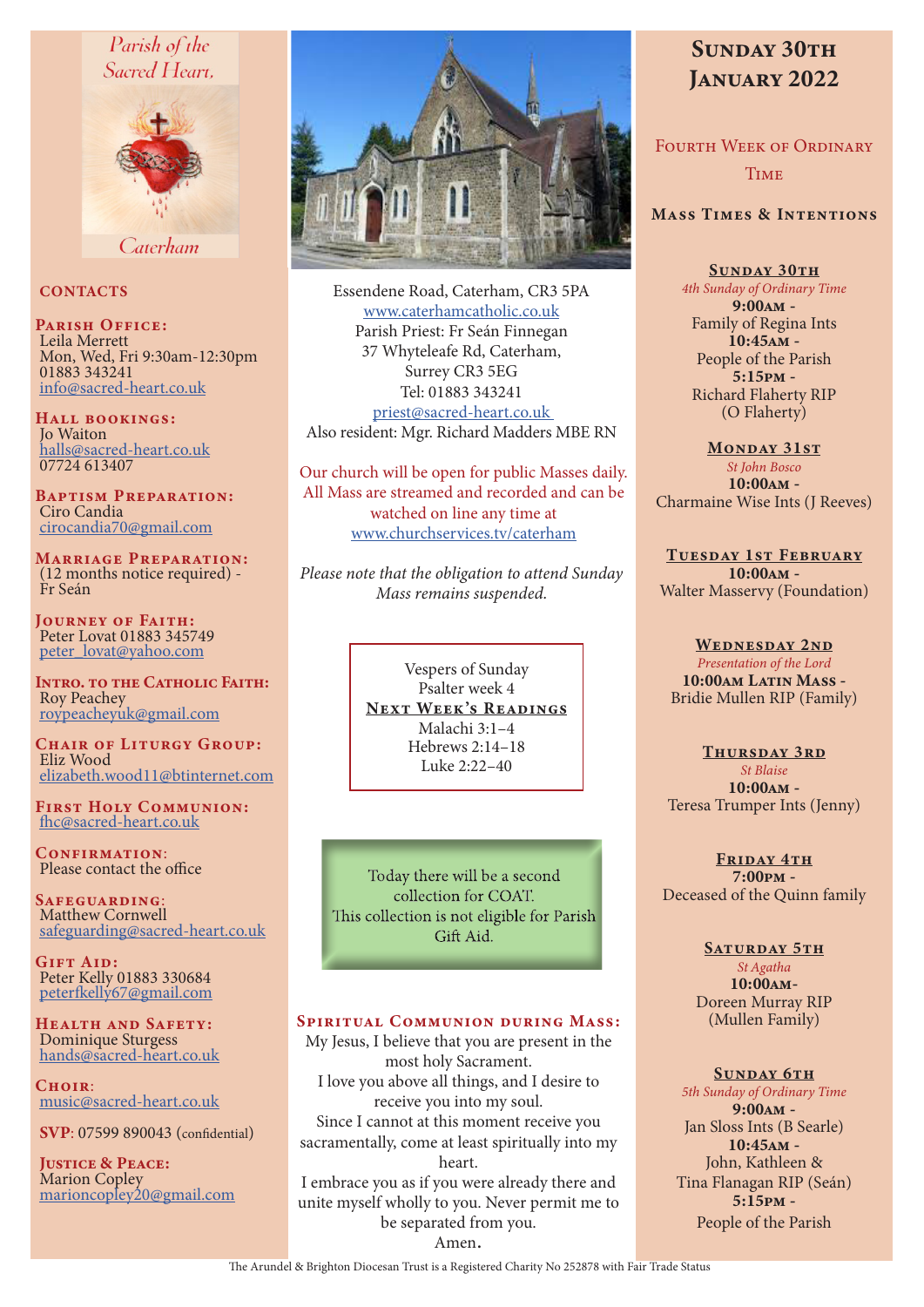Parish of the Sacred Heart, Caterham

## CONTACTS

**Parish Office:**
Leila Merrett
Mon, Wed, Fri 9:30am-12:30pm
01883 343241
info@sacred-heart.co.uk

**Hall bookings:**
Jo Waiton
halls@sacred-heart.co.uk
07724 613407

**Baptism Preparation:**
Ciro Candia
cirocandia70@gmail.com

**Marriage Preparation:**
(12 months notice required) - Fr Seán

**Journey of Faith:**
Peter Lovat 01883 345749
peter_lovat@yahoo.com

**Intro. to the Catholic Faith:**
Roy Peachey
roypeacheyuk@gmail.com

**Chair of Liturgy Group:**
Eliz Wood
elizabeth.wood11@btinternet.com

**First Holy Communion:**
fhc@sacred-heart.co.uk

**Confirmation:**
Please contact the office

**Safeguarding:**
Matthew Cornwell
safeguarding@sacred-heart.co.uk

**Gift Aid:**
Peter Kelly 01883 330684
peterfkelly67@gmail.com

**Health and Safety:**
Dominique Sturgess
hands@sacred-heart.co.uk

**Choir:**
music@sacred-heart.co.uk

**SVP**: 07599 890043 (confidential)

**Justice & Peace:**
Marion Copley
marioncopley20@gmail.com

Essendene Road, Caterham, CR3 5PA
www.caterhamcatholic.co.uk
Parish Priest: Fr Seán Finnegan
37 Whyteleafe Rd, Caterham,
Surrey CR3 5EG
Tel: 01883 343241
priest@sacred-heart.co.uk
Also resident: Mgr. Richard Madders MBE RN

Our church will be open for public Masses daily. All Mass are streamed and recorded and can be watched on line any time at www.churchservices.tv/caterham

*Please note that the obligation to attend Sunday Mass remains suspended.*

Vespers of Sunday
Psalter week 4

**Next Week's Readings**
Malachi 3:1–4
Hebrews 2:14–18
Luke 2:22–40

Today there will be a second collection for COAT.
This collection is not eligible for Parish Gift Aid.

**Spiritual Communion during Mass:**
My Jesus, I believe that you are present in the most holy Sacrament.
I love you above all things, and I desire to receive you into my soul.
Since I cannot at this moment receive you sacramentally, come at least spiritually into my heart.
I embrace you as if you were already there and unite myself wholly to you. Never permit me to be separated from you.
Amen.

# Sunday 30th January 2022

## Fourth Week of Ordinary Time

### Mass Times & Intentions

**Sunday 30th**
*4th Sunday of Ordinary Time*
**9:00am** - Family of Regina Ints
**10:45am** - People of the Parish
**5:15pm** - Richard Flaherty RIP (O Flaherty)

**Monday 31st**
*St John Bosco*
**10:00am** - Charmaine Wise Ints (J Reeves)

**Tuesday 1st February**
**10:00am** - Walter Masservy (Foundation)

**Wednesday 2nd**
*Presentation of the Lord*
**10:00am Latin Mass** - Bridie Mullen RIP (Family)

**Thursday 3rd**
*St Blaise*
**10:00am** - Teresa Trumper Ints (Jenny)

**Friday 4th**
**7:00pm** - Deceased of the Quinn family

**Saturday 5th**
*St Agatha*
**10:00am** - Doreen Murray RIP (Mullen Family)

**Sunday 6th**
*5th Sunday of Ordinary Time*
**9:00am** - Jan Sloss Ints (B Searle)
**10:45am** - John, Kathleen & Tina Flanagan RIP (Seán)
**5:15pm** - People of the Parish

The Arundel & Brighton Diocesan Trust is a Registered Charity No 252878 with Fair Trade Status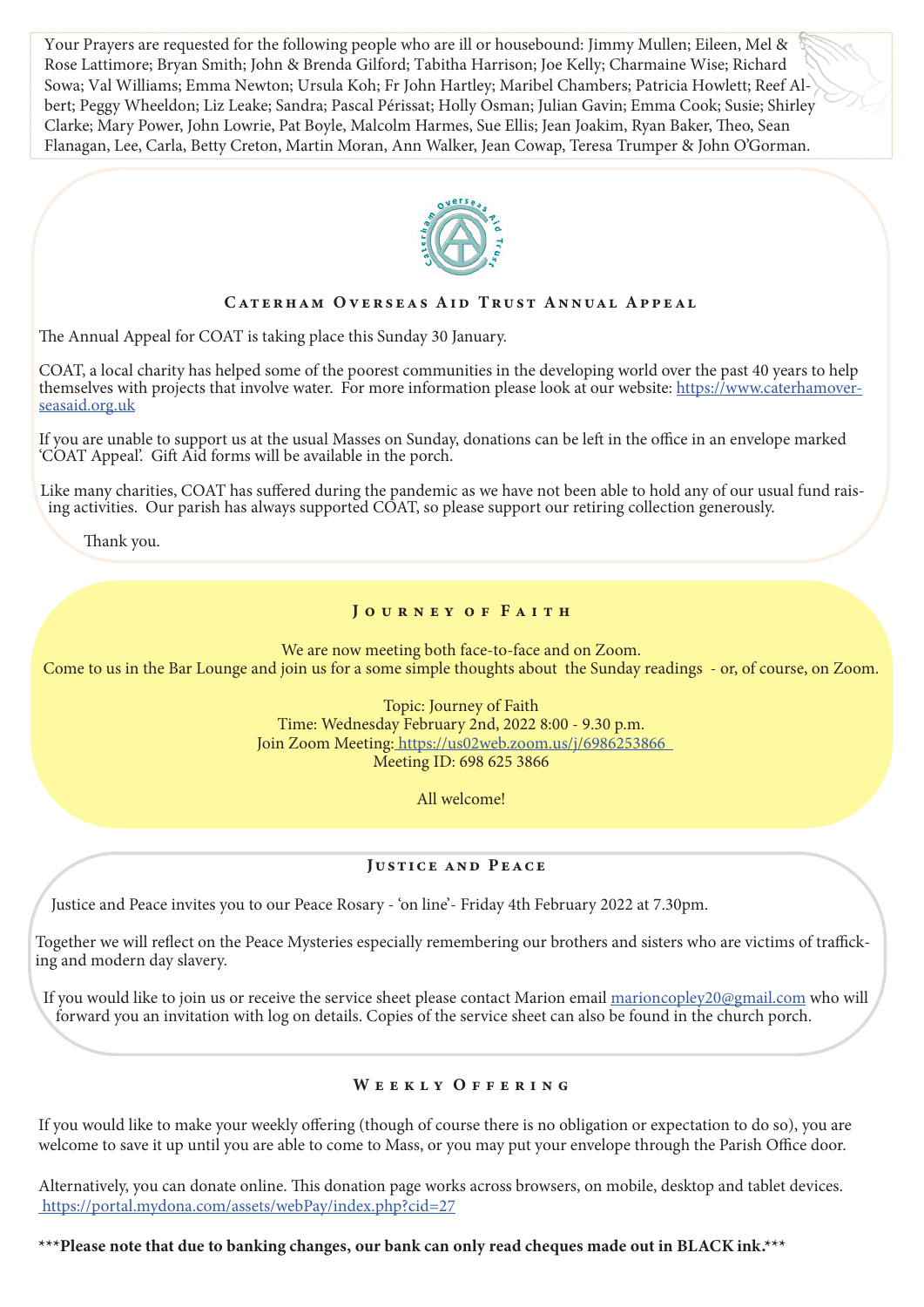Your Prayers are requested for the following people who are ill or housebound: Jimmy Mullen; Eileen, Mel & Rose Lattimore; Bryan Smith; John & Brenda Gilford; Tabitha Harrison; Joe Kelly; Charmaine Wise; Richard Sowa; Val Williams; Emma Newton; Ursula Koh; Fr John Hartley; Maribel Chambers; Patricia Howlett; Reef Albert; Peggy Wheeldon; Liz Leake; Sandra; Pascal Périssat; Holly Osman; Julian Gavin; Emma Cook; Susie; Shirley Clarke; Mary Power, John Lowrie, Pat Boyle, Malcolm Harmes, Sue Ellis; Jean Joakim, Ryan Baker, Theo, Sean Flanagan, Lee, Carla, Betty Creton, Martin Moran, Ann Walker, Jean Cowap, Teresa Trumper & John O'Gorman.

## Caterham Overseas Aid Trust Annual Appeal

The Annual Appeal for COAT is taking place this Sunday 30 January.

COAT, a local charity has helped some of the poorest communities in the developing world over the past 40 years to help themselves with projects that involve water. For more information please look at our website: https://www.caterhamoverseasaid.org.uk

If you are unable to support us at the usual Masses on Sunday, donations can be left in the office in an envelope marked 'COAT Appeal'. Gift Aid forms will be available in the porch.

Like many charities, COAT has suffered during the pandemic as we have not been able to hold any of our usual fund raising activities. Our parish has always supported COAT, so please support our retiring collection generously.

Thank you.

## Journey of Faith

We are now meeting both face-to-face and on Zoom.
Come to us in the Bar Lounge and join us for a some simple thoughts about the Sunday readings - or, of course, on Zoom.

Topic: Journey of Faith
Time: Wednesday February 2nd, 2022 8:00 - 9.30 p.m.
Join Zoom Meeting: https://us02web.zoom.us/j/6986253866
Meeting ID: 698 625 3866

All welcome!

## Justice and Peace

Justice and Peace invites you to our Peace Rosary - 'on line'- Friday 4th February 2022 at 7.30pm.

Together we will reflect on the Peace Mysteries especially remembering our brothers and sisters who are victims of trafficking and modern day slavery.

If you would like to join us or receive the service sheet please contact Marion email marioncopley20@gmail.com who will forward you an invitation with log on details. Copies of the service sheet can also be found in the church porch.

## Weekly Offering

If you would like to make your weekly offering (though of course there is no obligation or expectation to do so), you are welcome to save it up until you are able to come to Mass, or you may put your envelope through the Parish Office door.

Alternatively, you can donate online. This donation page works across browsers, on mobile, desktop and tablet devices.
https://portal.mydona.com/assets/webPay/index.php?cid=27

**\*\*\*Please note that due to banking changes, our bank can only read cheques made out in BLACK ink.\*\*\***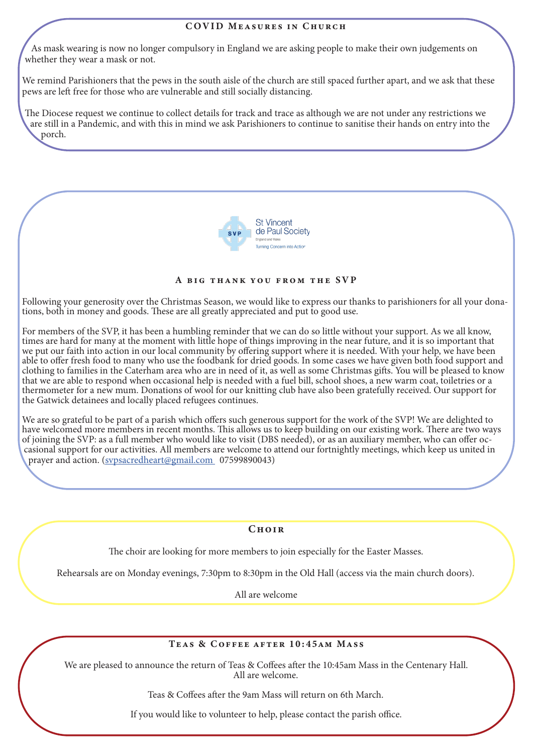## COVID Measures in Church

As mask wearing is now no longer compulsory in England we are asking people to make their own judgements on whether they wear a mask or not.

We remind Parishioners that the pews in the south aisle of the church are still spaced further apart, and we ask that these pews are left free for those who are vulnerable and still socially distancing.

The Diocese request we continue to collect details for track and trace as although we are not under any restrictions we are still in a Pandemic, and with this in mind we ask Parishioners to continue to sanitise their hands on entry into the porch.

St Vincent de Paul Society
England and Wales
Turning Concern into Action

## A big thank you from the SVP

Following your generosity over the Christmas Season, we would like to express our thanks to parishioners for all your donations, both in money and goods. These are all greatly appreciated and put to good use.

For members of the SVP, it has been a humbling reminder that we can do so little without your support. As we all know, times are hard for many at the moment with little hope of things improving in the near future, and it is so important that we put our faith into action in our local community by offering support where it is needed. With your help, we have been able to offer fresh food to many who use the foodbank for dried goods. In some cases we have given both food support and clothing to families in the Caterham area who are in need of it, as well as some Christmas gifts. You will be pleased to know that we are able to respond when occasional help is needed with a fuel bill, school shoes, a new warm coat, toiletries or a thermometer for a new mum. Donations of wool for our knitting club have also been gratefully received. Our support for the Gatwick detainees and locally placed refugees continues.

We are so grateful to be part of a parish which offers such generous support for the work of the SVP! We are delighted to have welcomed more members in recent months. This allows us to keep building on our existing work. There are two ways of joining the SVP: as a full member who would like to visit (DBS needed), or as an auxiliary member, who can offer occasional support for our activities. All members are welcome to attend our fortnightly meetings, which keep us united in prayer and action. (svpsacredheart@gmail.com 07599890043)

## Choir

The choir are looking for more members to join especially for the Easter Masses.

Rehearsals are on Monday evenings, 7:30pm to 8:30pm in the Old Hall (access via the main church doors).

All are welcome

## Teas & Coffee after 10:45am Mass

We are pleased to announce the return of Teas & Coffees after the 10:45am Mass in the Centenary Hall.
All are welcome.

Teas & Coffees after the 9am Mass will return on 6th March.

If you would like to volunteer to help, please contact the parish office.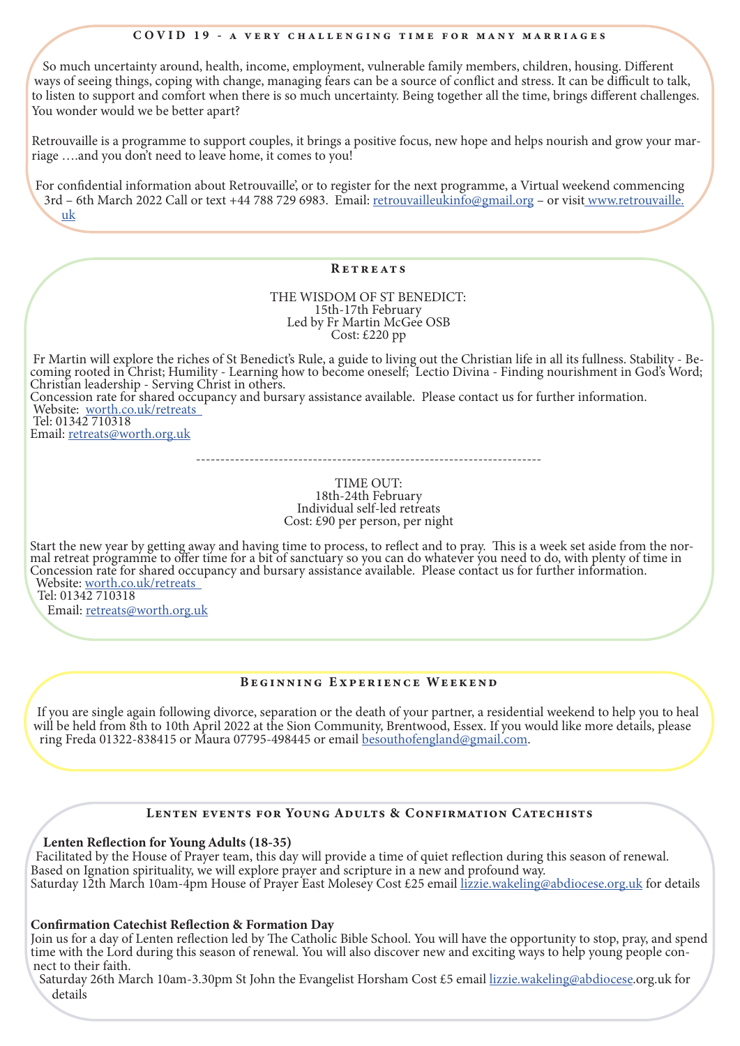## COVID 19 - a very challenging time for many marriages

So much uncertainty around, health, income, employment, vulnerable family members, children, housing. Different ways of seeing things, coping with change, managing fears can be a source of conflict and stress. It can be difficult to talk, to listen to support and comfort when there is so much uncertainty. Being together all the time, brings different challenges. You wonder would we be better apart?

Retrouvaille is a programme to support couples, it brings a positive focus, new hope and helps nourish and grow your marriage ….and you don't need to leave home, it comes to you!

For confidential information about Retrouvaille', or to register for the next programme, a Virtual weekend commencing 3rd – 6th March 2022 Call or text +44 788 729 6983. Email: retrouvailleukinfo@gmail.org – or visit www.retrouvaille.uk

## Retreats

THE WISDOM OF ST BENEDICT:
15th-17th February
Led by Fr Martin McGee OSB
Cost: £220 pp

Fr Martin will explore the riches of St Benedict's Rule, a guide to living out the Christian life in all its fullness. Stability - Becoming rooted in Christ; Humility - Learning how to become oneself; Lectio Divina - Finding nourishment in God's Word; Christian leadership - Serving Christ in others.
Concession rate for shared occupancy and bursary assistance available. Please contact us for further information.
Website: worth.co.uk/retreats
Tel: 01342 710318
Email: retreats@worth.org.uk

---

TIME OUT:
18th-24th February
Individual self-led retreats
Cost: £90 per person, per night

Start the new year by getting away and having time to process, to reflect and to pray. This is a week set aside from the normal retreat programme to offer time for a bit of sanctuary so you can do whatever you need to do, with plenty of time in
Concession rate for shared occupancy and bursary assistance available. Please contact us for further information.
Website: worth.co.uk/retreats
Tel: 01342 710318
Email: retreats@worth.org.uk

## Beginning Experience Weekend

If you are single again following divorce, separation or the death of your partner, a residential weekend to help you to heal will be held from 8th to 10th April 2022 at the Sion Community, Brentwood, Essex. If you would like more details, please ring Freda 01322-838415 or Maura 07795-498445 or email besouthofengland@gmail.com.

## Lenten events for Young Adults & Confirmation Catechists

**Lenten Reflection for Young Adults (18-35)**
Facilitated by the House of Prayer team, this day will provide a time of quiet reflection during this season of renewal. Based on Ignation spirituality, we will explore prayer and scripture in a new and profound way.
Saturday 12th March 10am-4pm House of Prayer East Molesey Cost £25 email lizzie.wakeling@abdiocese.org.uk for details

**Confirmation Catechist Reflection & Formation Day**
Join us for a day of Lenten reflection led by The Catholic Bible School. You will have the opportunity to stop, pray, and spend time with the Lord during this season of renewal. You will also discover new and exciting ways to help young people connect to their faith.
Saturday 26th March 10am-3.30pm St John the Evangelist Horsham Cost £5 email lizzie.wakeling@abdiocese.org.uk for details